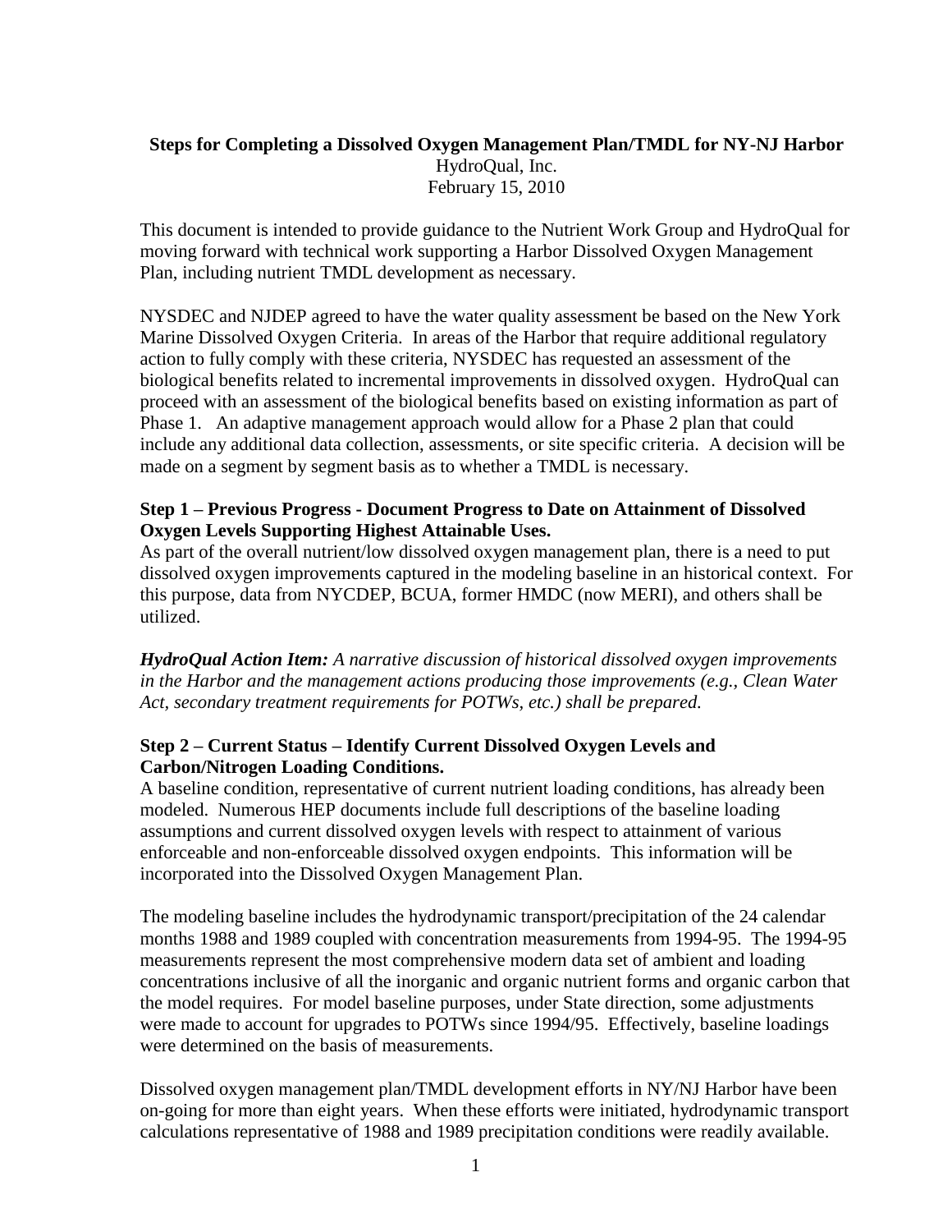**Steps for Completing a Dissolved Oxygen Management Plan/TMDL for NY-NJ Harbor**

HydroQual, Inc.

February 15, 2010

This document is intended to provide guidance to the Nutrient Work Group and HydroQual for moving forward with technical work supporting a Harbor Dissolved Oxygen Management Plan, including nutrient TMDL development as necessary.

NYSDEC and NJDEP agreed to have the water quality assessment be based on the New York Marine Dissolved Oxygen Criteria. In areas of the Harbor that require additional regulatory action to fully comply with these criteria, NYSDEC has requested an assessment of the biological benefits related to incremental improvements in dissolved oxygen. HydroQual can proceed with an assessment of the biological benefits based on existing information as part of Phase 1. An adaptive management approach would allow for a Phase 2 plan that could include any additional data collection, assessments, or site specific criteria. A decision will be made on a segment by segment basis as to whether a TMDL is necessary.

**Step 1 – Previous Progress - Document Progress to Date on Attainment of Dissolved Oxygen Levels Supporting Highest Attainable Uses.**

As part of the overall nutrient/low dissolved oxygen management plan, there is a need to put dissolved oxygen improvements captured in the modeling baseline in an historical context. For this purpose, data from NYCDEP, BCUA, former HMDC (now MERI), and others shall be utilized.

***HydroQual Action Item:*** *A narrative discussion of historical dissolved oxygen improvements in the Harbor and the management actions producing those improvements (e.g., Clean Water Act, secondary treatment requirements for POTWs, etc.) shall be prepared.*

**Step 2 – Current Status – Identify Current Dissolved Oxygen Levels and Carbon/Nitrogen Loading Conditions.**

A baseline condition, representative of current nutrient loading conditions, has already been modeled. Numerous HEP documents include full descriptions of the baseline loading assumptions and current dissolved oxygen levels with respect to attainment of various enforceable and non-enforceable dissolved oxygen endpoints. This information will be incorporated into the Dissolved Oxygen Management Plan.

The modeling baseline includes the hydrodynamic transport/precipitation of the 24 calendar months 1988 and 1989 coupled with concentration measurements from 1994-95. The 1994-95 measurements represent the most comprehensive modern data set of ambient and loading concentrations inclusive of all the inorganic and organic nutrient forms and organic carbon that the model requires. For model baseline purposes, under State direction, some adjustments were made to account for upgrades to POTWs since 1994/95. Effectively, baseline loadings were determined on the basis of measurements.

Dissolved oxygen management plan/TMDL development efforts in NY/NJ Harbor have been on-going for more than eight years. When these efforts were initiated, hydrodynamic transport calculations representative of 1988 and 1989 precipitation conditions were readily available.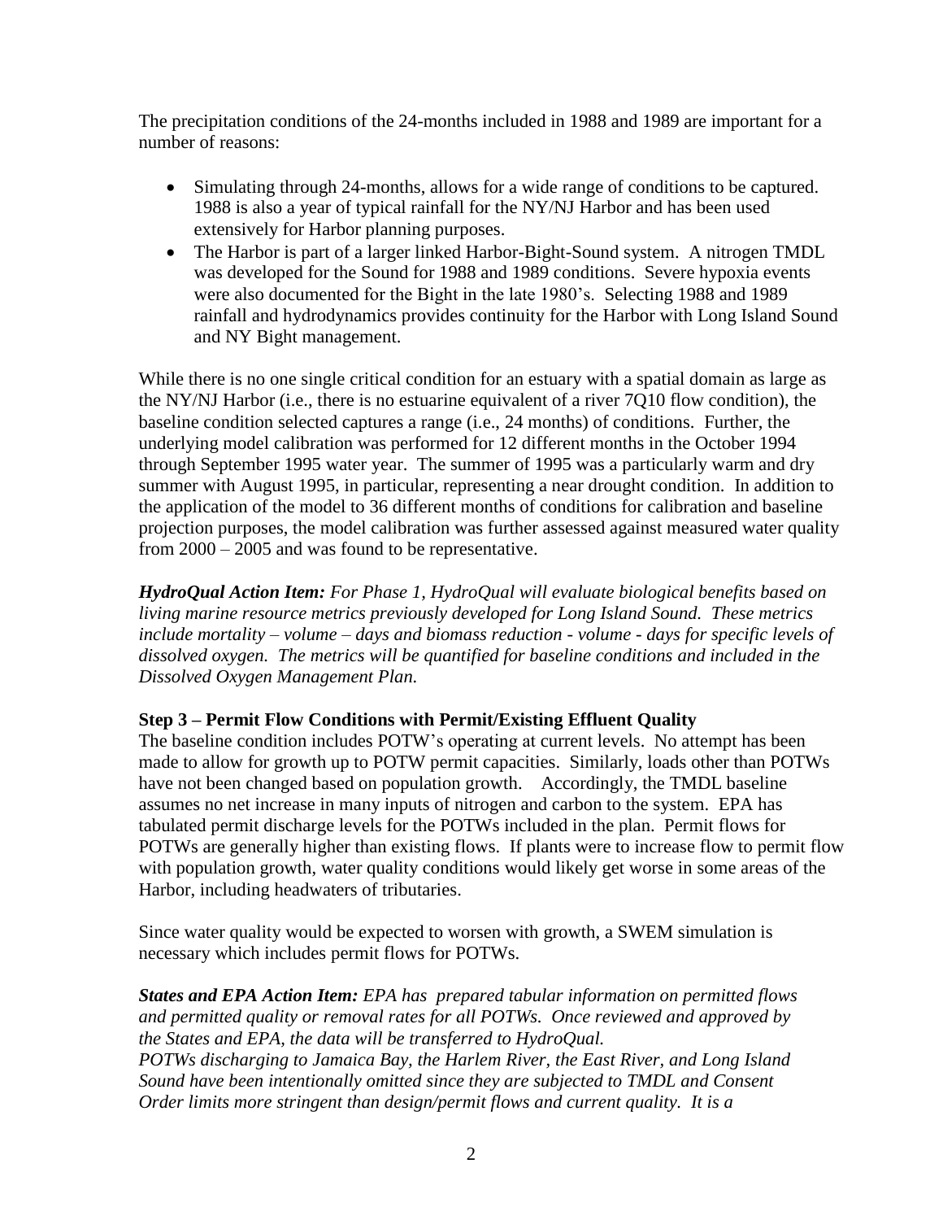The precipitation conditions of the 24-months included in 1988 and 1989 are important for a number of reasons:

- Simulating through 24-months, allows for a wide range of conditions to be captured. 1988 is also a year of typical rainfall for the NY/NJ Harbor and has been used extensively for Harbor planning purposes.
- The Harbor is part of a larger linked Harbor-Bight-Sound system. A nitrogen TMDL was developed for the Sound for 1988 and 1989 conditions. Severe hypoxia events were also documented for the Bight in the late 1980's. Selecting 1988 and 1989 rainfall and hydrodynamics provides continuity for the Harbor with Long Island Sound and NY Bight management.

While there is no one single critical condition for an estuary with a spatial domain as large as the NY/NJ Harbor (i.e., there is no estuarine equivalent of a river 7Q10 flow condition), the baseline condition selected captures a range (i.e., 24 months) of conditions. Further, the underlying model calibration was performed for 12 different months in the October 1994 through September 1995 water year. The summer of 1995 was a particularly warm and dry summer with August 1995, in particular, representing a near drought condition. In addition to the application of the model to 36 different months of conditions for calibration and baseline projection purposes, the model calibration was further assessed against measured water quality from 2000 – 2005 and was found to be representative.

***HydroQual Action Item:*** *For Phase 1, HydroQual will evaluate biological benefits based on living marine resource metrics previously developed for Long Island Sound. These metrics include mortality – volume – days and biomass reduction - volume - days for specific levels of dissolved oxygen. The metrics will be quantified for baseline conditions and included in the Dissolved Oxygen Management Plan.*

**Step 3 – Permit Flow Conditions with Permit/Existing Effluent Quality**

The baseline condition includes POTW's operating at current levels. No attempt has been made to allow for growth up to POTW permit capacities. Similarly, loads other than POTWs have not been changed based on population growth. Accordingly, the TMDL baseline assumes no net increase in many inputs of nitrogen and carbon to the system. EPA has tabulated permit discharge levels for the POTWs included in the plan. Permit flows for POTWs are generally higher than existing flows. If plants were to increase flow to permit flow with population growth, water quality conditions would likely get worse in some areas of the Harbor, including headwaters of tributaries.

Since water quality would be expected to worsen with growth, a SWEM simulation is necessary which includes permit flows for POTWs.

***States and EPA Action Item:*** *EPA has prepared tabular information on permitted flows and permitted quality or removal rates for all POTWs. Once reviewed and approved by the States and EPA, the data will be transferred to HydroQual.*
*POTWs discharging to Jamaica Bay, the Harlem River, the East River, and Long Island Sound have been intentionally omitted since they are subjected to TMDL and Consent Order limits more stringent than design/permit flows and current quality. It is a*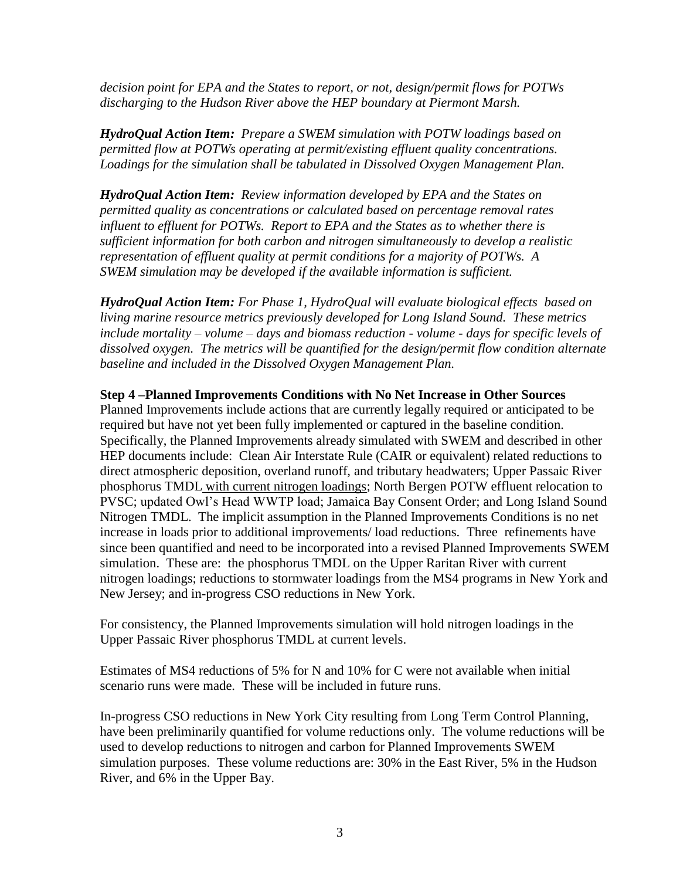*decision point for EPA and the States to report, or not, design/permit flows for POTWs discharging to the Hudson River above the HEP boundary at Piermont Marsh.*

***HydroQual Action Item:*** *Prepare a SWEM simulation with POTW loadings based on permitted flow at POTWs operating at permit/existing effluent quality concentrations. Loadings for the simulation shall be tabulated in Dissolved Oxygen Management Plan.*

***HydroQual Action Item:*** *Review information developed by EPA and the States on permitted quality as concentrations or calculated based on percentage removal rates influent to effluent for POTWs. Report to EPA and the States as to whether there is sufficient information for both carbon and nitrogen simultaneously to develop a realistic representation of effluent quality at permit conditions for a majority of POTWs. A SWEM simulation may be developed if the available information is sufficient.*

***HydroQual Action Item:*** *For Phase 1, HydroQual will evaluate biological effects based on living marine resource metrics previously developed for Long Island Sound. These metrics include mortality – volume – days and biomass reduction - volume - days for specific levels of dissolved oxygen. The metrics will be quantified for the design/permit flow condition alternate baseline and included in the Dissolved Oxygen Management Plan.*

**Step 4 –Planned Improvements Conditions with No Net Increase in Other Sources**

Planned Improvements include actions that are currently legally required or anticipated to be required but have not yet been fully implemented or captured in the baseline condition. Specifically, the Planned Improvements already simulated with SWEM and described in other HEP documents include: Clean Air Interstate Rule (CAIR or equivalent) related reductions to direct atmospheric deposition, overland runoff, and tributary headwaters; Upper Passaic River phosphorus TMDL with current nitrogen loadings; North Bergen POTW effluent relocation to PVSC; updated Owl's Head WWTP load; Jamaica Bay Consent Order; and Long Island Sound Nitrogen TMDL. The implicit assumption in the Planned Improvements Conditions is no net increase in loads prior to additional improvements/ load reductions. Three refinements have since been quantified and need to be incorporated into a revised Planned Improvements SWEM simulation. These are: the phosphorus TMDL on the Upper Raritan River with current nitrogen loadings; reductions to stormwater loadings from the MS4 programs in New York and New Jersey; and in-progress CSO reductions in New York.

For consistency, the Planned Improvements simulation will hold nitrogen loadings in the Upper Passaic River phosphorus TMDL at current levels.

Estimates of MS4 reductions of 5% for N and 10% for C were not available when initial scenario runs were made. These will be included in future runs.

In-progress CSO reductions in New York City resulting from Long Term Control Planning, have been preliminarily quantified for volume reductions only. The volume reductions will be used to develop reductions to nitrogen and carbon for Planned Improvements SWEM simulation purposes. These volume reductions are: 30% in the East River, 5% in the Hudson River, and 6% in the Upper Bay.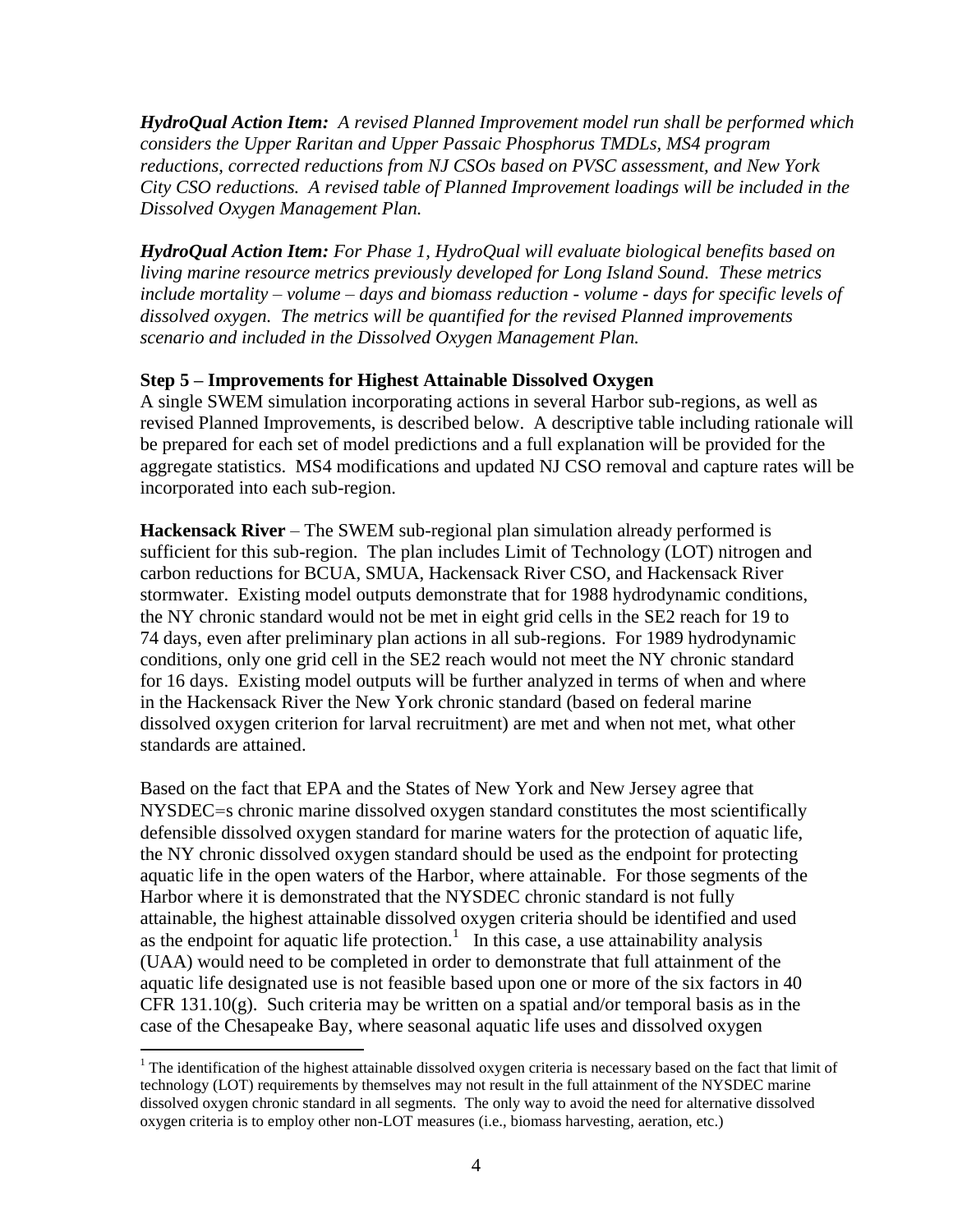***HydroQual Action Item:** A revised Planned Improvement model run shall be performed which considers the Upper Raritan and Upper Passaic Phosphorus TMDLs, MS4 program reductions, corrected reductions from NJ CSOs based on PVSC assessment, and New York City CSO reductions. A revised table of Planned Improvement loadings will be included in the Dissolved Oxygen Management Plan.*

***HydroQual Action Item:** For Phase 1, HydroQual will evaluate biological benefits based on living marine resource metrics previously developed for Long Island Sound. These metrics include mortality – volume – days and biomass reduction - volume - days for specific levels of dissolved oxygen. The metrics will be quantified for the revised Planned improvements scenario and included in the Dissolved Oxygen Management Plan.*

**Step 5 – Improvements for Highest Attainable Dissolved Oxygen**

A single SWEM simulation incorporating actions in several Harbor sub-regions, as well as revised Planned Improvements, is described below. A descriptive table including rationale will be prepared for each set of model predictions and a full explanation will be provided for the aggregate statistics. MS4 modifications and updated NJ CSO removal and capture rates will be incorporated into each sub-region.

**Hackensack River** – The SWEM sub-regional plan simulation already performed is sufficient for this sub-region. The plan includes Limit of Technology (LOT) nitrogen and carbon reductions for BCUA, SMUA, Hackensack River CSO, and Hackensack River stormwater. Existing model outputs demonstrate that for 1988 hydrodynamic conditions, the NY chronic standard would not be met in eight grid cells in the SE2 reach for 19 to 74 days, even after preliminary plan actions in all sub-regions. For 1989 hydrodynamic conditions, only one grid cell in the SE2 reach would not meet the NY chronic standard for 16 days. Existing model outputs will be further analyzed in terms of when and where in the Hackensack River the New York chronic standard (based on federal marine dissolved oxygen criterion for larval recruitment) are met and when not met, what other standards are attained.

Based on the fact that EPA and the States of New York and New Jersey agree that NYSDEC=s chronic marine dissolved oxygen standard constitutes the most scientifically defensible dissolved oxygen standard for marine waters for the protection of aquatic life, the NY chronic dissolved oxygen standard should be used as the endpoint for protecting aquatic life in the open waters of the Harbor, where attainable. For those segments of the Harbor where it is demonstrated that the NYSDEC chronic standard is not fully attainable, the highest attainable dissolved oxygen criteria should be identified and used as the endpoint for aquatic life protection.[1] In this case, a use attainability analysis (UAA) would need to be completed in order to demonstrate that full attainment of the aquatic life designated use is not feasible based upon one or more of the six factors in 40 CFR 131.10(g). Such criteria may be written on a spatial and/or temporal basis as in the case of the Chesapeake Bay, where seasonal aquatic life uses and dissolved oxygen

[1] The identification of the highest attainable dissolved oxygen criteria is necessary based on the fact that limit of technology (LOT) requirements by themselves may not result in the full attainment of the NYSDEC marine dissolved oxygen chronic standard in all segments. The only way to avoid the need for alternative dissolved oxygen criteria is to employ other non-LOT measures (i.e., biomass harvesting, aeration, etc.)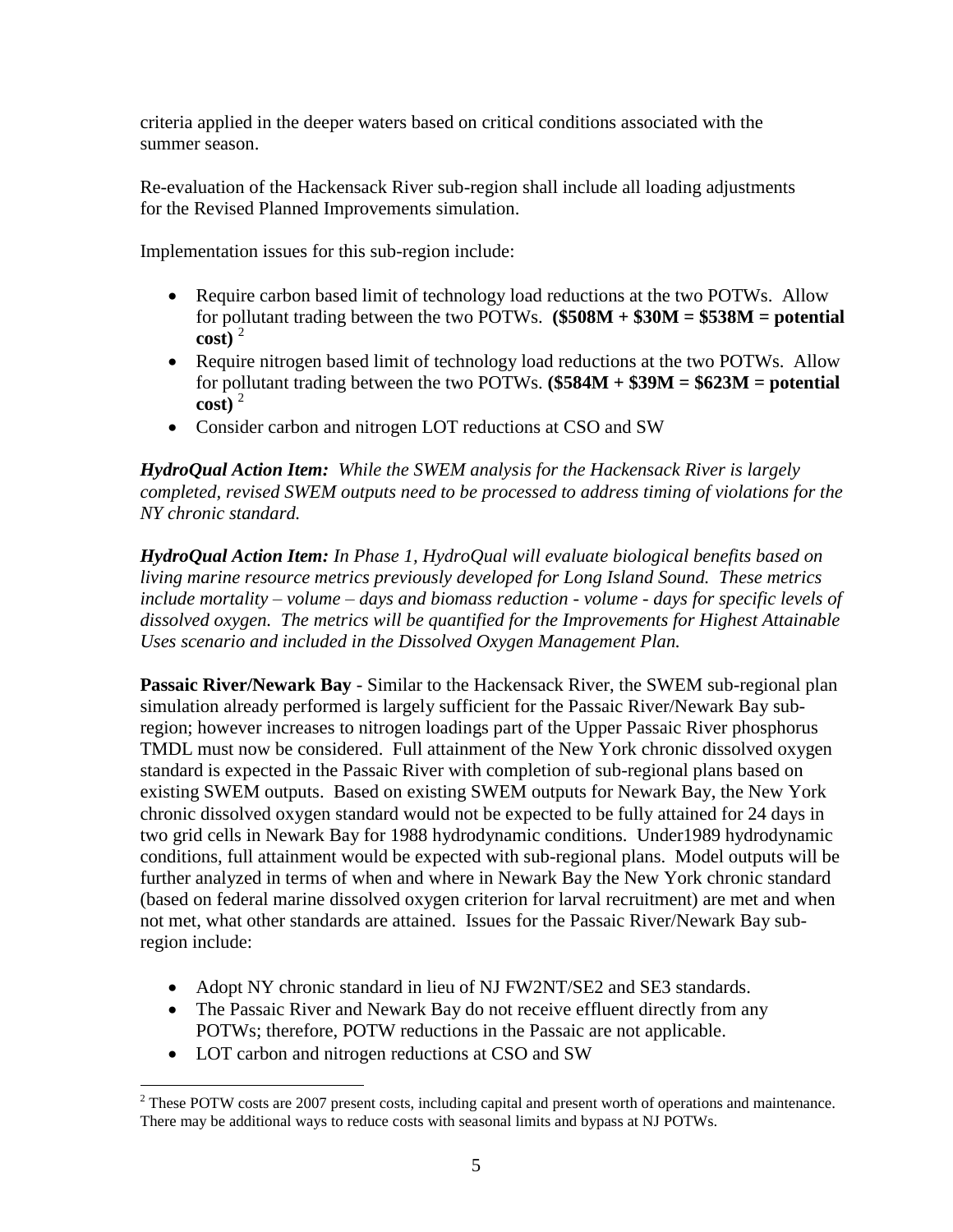criteria applied in the deeper waters based on critical conditions associated with the summer season.

Re-evaluation of the Hackensack River sub-region shall include all loading adjustments for the Revised Planned Improvements simulation.

Implementation issues for this sub-region include:

- Require carbon based limit of technology load reductions at the two POTWs. Allow for pollutant trading between the two POTWs. **($508M + $30M = $538M = potential cost)** [2]
- Require nitrogen based limit of technology load reductions at the two POTWs. Allow for pollutant trading between the two POTWs. **($584M + $39M = $623M = potential cost)** [2]
- Consider carbon and nitrogen LOT reductions at CSO and SW

***HydroQual Action Item:*** *While the SWEM analysis for the Hackensack River is largely completed, revised SWEM outputs need to be processed to address timing of violations for the NY chronic standard.*

***HydroQual Action Item:*** *In Phase 1, HydroQual will evaluate biological benefits based on living marine resource metrics previously developed for Long Island Sound. These metrics include mortality – volume – days and biomass reduction - volume - days for specific levels of dissolved oxygen. The metrics will be quantified for the Improvements for Highest Attainable Uses scenario and included in the Dissolved Oxygen Management Plan.*

**Passaic River/Newark Bay** - Similar to the Hackensack River, the SWEM sub-regional plan simulation already performed is largely sufficient for the Passaic River/Newark Bay sub-region; however increases to nitrogen loadings part of the Upper Passaic River phosphorus TMDL must now be considered. Full attainment of the New York chronic dissolved oxygen standard is expected in the Passaic River with completion of sub-regional plans based on existing SWEM outputs. Based on existing SWEM outputs for Newark Bay, the New York chronic dissolved oxygen standard would not be expected to be fully attained for 24 days in two grid cells in Newark Bay for 1988 hydrodynamic conditions. Under1989 hydrodynamic conditions, full attainment would be expected with sub-regional plans. Model outputs will be further analyzed in terms of when and where in Newark Bay the New York chronic standard (based on federal marine dissolved oxygen criterion for larval recruitment) are met and when not met, what other standards are attained. Issues for the Passaic River/Newark Bay sub-region include:

- Adopt NY chronic standard in lieu of NJ FW2NT/SE2 and SE3 standards.
- The Passaic River and Newark Bay do not receive effluent directly from any POTWs; therefore, POTW reductions in the Passaic are not applicable.
- LOT carbon and nitrogen reductions at CSO and SW

[2] These POTW costs are 2007 present costs, including capital and present worth of operations and maintenance. There may be additional ways to reduce costs with seasonal limits and bypass at NJ POTWs.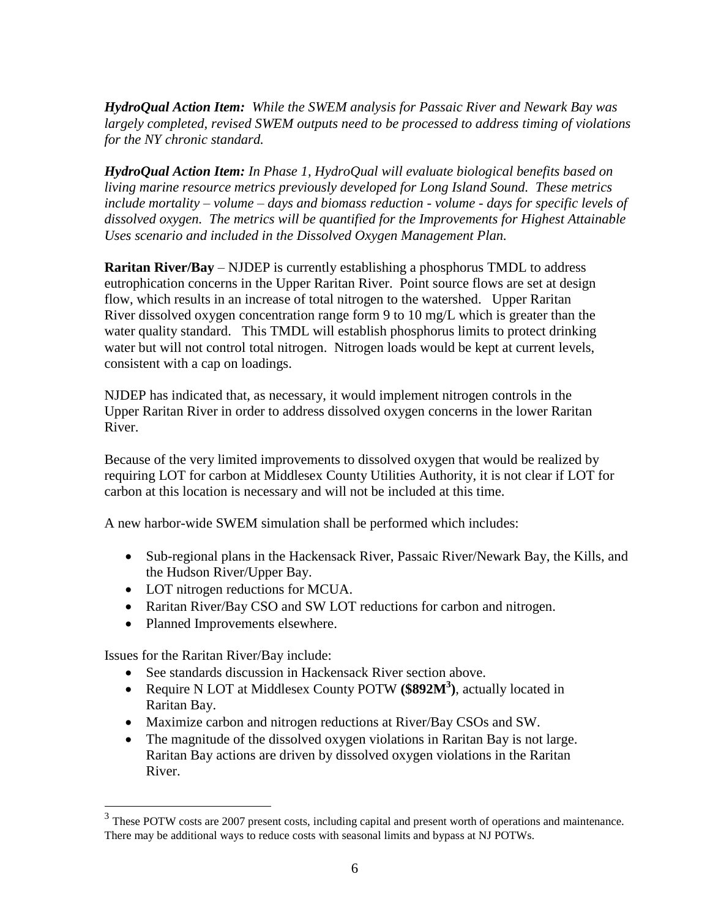***HydroQual Action Item:*** *While the SWEM analysis for Passaic River and Newark Bay was largely completed, revised SWEM outputs need to be processed to address timing of violations for the NY chronic standard.*

***HydroQual Action Item:*** *In Phase 1, HydroQual will evaluate biological benefits based on living marine resource metrics previously developed for Long Island Sound. These metrics include mortality – volume – days and biomass reduction - volume - days for specific levels of dissolved oxygen. The metrics will be quantified for the Improvements for Highest Attainable Uses scenario and included in the Dissolved Oxygen Management Plan.*

**Raritan River/Bay** – NJDEP is currently establishing a phosphorus TMDL to address eutrophication concerns in the Upper Raritan River. Point source flows are set at design flow, which results in an increase of total nitrogen to the watershed. Upper Raritan River dissolved oxygen concentration range form 9 to 10 mg/L which is greater than the water quality standard. This TMDL will establish phosphorus limits to protect drinking water but will not control total nitrogen. Nitrogen loads would be kept at current levels, consistent with a cap on loadings.

NJDEP has indicated that, as necessary, it would implement nitrogen controls in the Upper Raritan River in order to address dissolved oxygen concerns in the lower Raritan River.

Because of the very limited improvements to dissolved oxygen that would be realized by requiring LOT for carbon at Middlesex County Utilities Authority, it is not clear if LOT for carbon at this location is necessary and will not be included at this time.

A new harbor-wide SWEM simulation shall be performed which includes:

- Sub-regional plans in the Hackensack River, Passaic River/Newark Bay, the Kills, and the Hudson River/Upper Bay.
- LOT nitrogen reductions for MCUA.
- Raritan River/Bay CSO and SW LOT reductions for carbon and nitrogen.
- Planned Improvements elsewhere.

Issues for the Raritan River/Bay include:

- See standards discussion in Hackensack River section above.
- Require N LOT at Middlesex County POTW **($892M[3])**, actually located in Raritan Bay.
- Maximize carbon and nitrogen reductions at River/Bay CSOs and SW.
- The magnitude of the dissolved oxygen violations in Raritan Bay is not large. Raritan Bay actions are driven by dissolved oxygen violations in the Raritan River.

[3] These POTW costs are 2007 present costs, including capital and present worth of operations and maintenance. There may be additional ways to reduce costs with seasonal limits and bypass at NJ POTWs.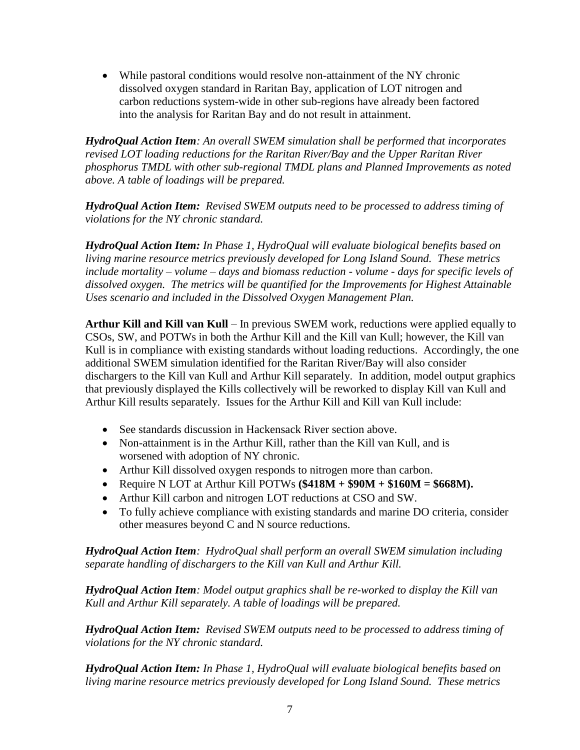- While pastoral conditions would resolve non-attainment of the NY chronic dissolved oxygen standard in Raritan Bay, application of LOT nitrogen and carbon reductions system-wide in other sub-regions have already been factored into the analysis for Raritan Bay and do not result in attainment.

***HydroQual Action Item****: An overall SWEM simulation shall be performed that incorporates revised LOT loading reductions for the Raritan River/Bay and the Upper Raritan River phosphorus TMDL with other sub-regional TMDL plans and Planned Improvements as noted above. A table of loadings will be prepared.*

***HydroQual Action Item:*** *Revised SWEM outputs need to be processed to address timing of violations for the NY chronic standard.*

***HydroQual Action Item:*** *In Phase 1, HydroQual will evaluate biological benefits based on living marine resource metrics previously developed for Long Island Sound. These metrics include mortality – volume – days and biomass reduction - volume - days for specific levels of dissolved oxygen. The metrics will be quantified for the Improvements for Highest Attainable Uses scenario and included in the Dissolved Oxygen Management Plan.*

**Arthur Kill and Kill van Kull** – In previous SWEM work, reductions were applied equally to CSOs, SW, and POTWs in both the Arthur Kill and the Kill van Kull; however, the Kill van Kull is in compliance with existing standards without loading reductions. Accordingly, the one additional SWEM simulation identified for the Raritan River/Bay will also consider dischargers to the Kill van Kull and Arthur Kill separately. In addition, model output graphics that previously displayed the Kills collectively will be reworked to display Kill van Kull and Arthur Kill results separately. Issues for the Arthur Kill and Kill van Kull include:

- See standards discussion in Hackensack River section above.
- Non-attainment is in the Arthur Kill, rather than the Kill van Kull, and is worsened with adoption of NY chronic.
- Arthur Kill dissolved oxygen responds to nitrogen more than carbon.
- Require N LOT at Arthur Kill POTWs **($418M + $90M + $160M = $668M).**
- Arthur Kill carbon and nitrogen LOT reductions at CSO and SW.
- To fully achieve compliance with existing standards and marine DO criteria, consider other measures beyond C and N source reductions.

***HydroQual Action Item****: HydroQual shall perform an overall SWEM simulation including separate handling of dischargers to the Kill van Kull and Arthur Kill.*

***HydroQual Action Item****: Model output graphics shall be re-worked to display the Kill van Kull and Arthur Kill separately. A table of loadings will be prepared.*

***HydroQual Action Item:*** *Revised SWEM outputs need to be processed to address timing of violations for the NY chronic standard.*

***HydroQual Action Item:*** *In Phase 1, HydroQual will evaluate biological benefits based on living marine resource metrics previously developed for Long Island Sound. These metrics*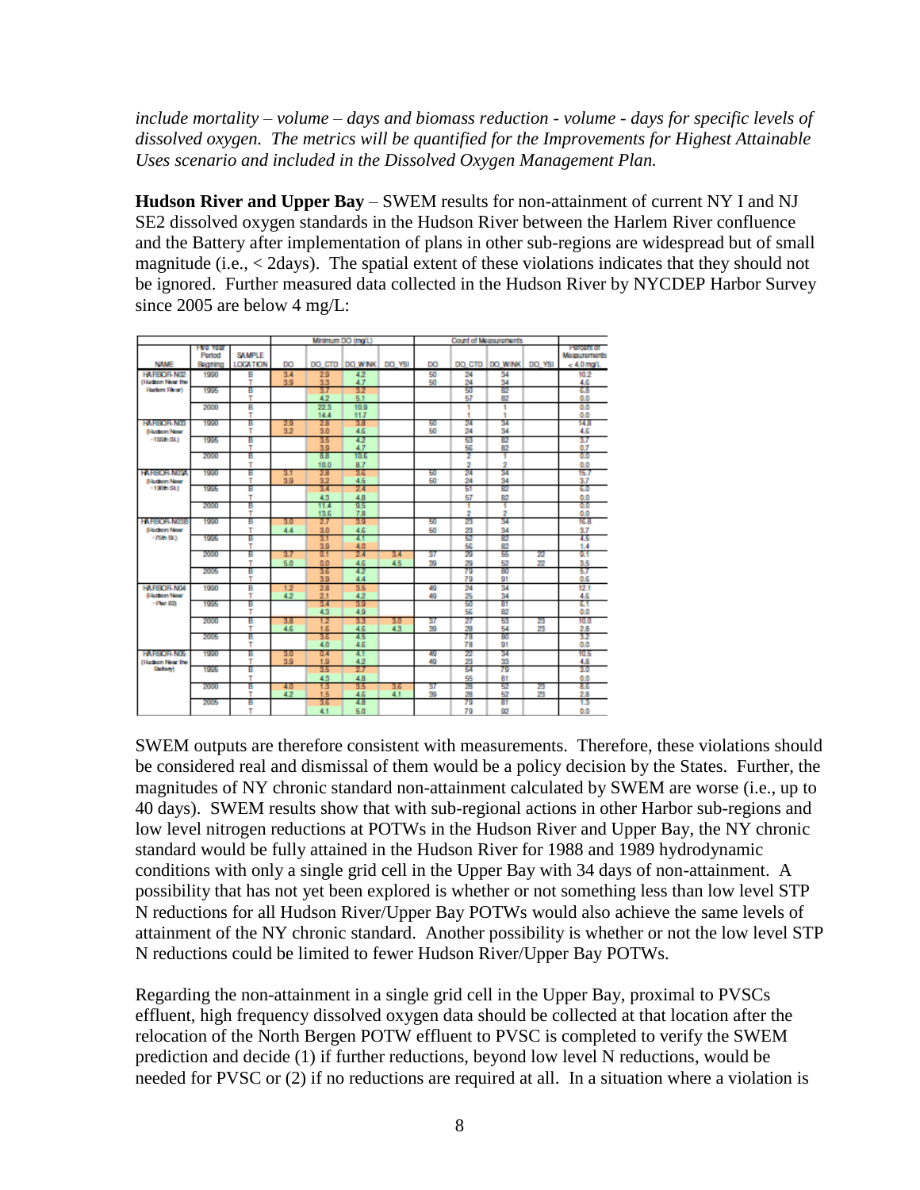*include mortality – volume – days and biomass reduction - volume - days for specific levels of dissolved oxygen. The metrics will be quantified for the Improvements for Highest Attainable Uses scenario and included in the Dissolved Oxygen Management Plan.*

**Hudson River and Upper Bay** – SWEM results for non-attainment of current NY I and NJ SE2 dissolved oxygen standards in the Hudson River between the Harlem River confluence and the Battery after implementation of plans in other sub-regions are widespread but of small magnitude (i.e., < 2days). The spatial extent of these violations indicates that they should not be ignored. Further measured data collected in the Hudson River by NYCDEP Harbor Survey since 2005 are below 4 mg/L:

| | | | Minimum DO (mg/L) | | | | Count of Measurements | | | | |
|---|---|---|---|---|---|---|---|---|---|---|---|
| NAME | Five Year Period Begining | SAMPLE LOCATION | DO | DO_CTD | DO_WINK | DO_YSI | DO | DO_CTD | DO_WINK | DO_YSI | Percent of Measurements < 4.0 mg/L |
| HARBOR-N02 (Hudson Near the Harlem River) | 1990 | B | 3.4 | 2.9 | 4.2 | | 50 | 24 | 34 | | 10.2 |
| | | T | 3.9 | 3.3 | 4.7 | | 50 | 24 | 34 | | 4.6 |
| | 1995 | B | | 3.7 | 3.2 | | | 50 | 82 | | 6.8 |
| | | T | | 4.2 | 5.1 | | | 57 | 82 | | 0.0 |
| | 2000 | B | | 22.3 | 10.9 | | | 1 | 1 | | 0.0 |
| | | T | | 14.4 | 11.7 | | | 1 | 1 | | 0.0 |
| HARBOR-N03 (Hudson Near ~150th St.) | 1990 | B | 2.9 | 2.8 | 3.8 | | 50 | 24 | 34 | | 14.8 |
| | | T | 3.2 | 3.0 | 4.6 | | 50 | 24 | 34 | | 4.6 |
| | 1995 | B | | 3.5 | 4.2 | | | 53 | 82 | | 3.7 |
| | | T | | 3.9 | 4.7 | | | 56 | 82 | | 0.7 |
| | 2000 | B | | 8.8 | 10.6 | | | 2 | 1 | | 0.0 |
| | | T | | 10.0 | 8.7 | | | 2 | 2 | | 0.0 |
| HARBOR-N03A (Hudson Near ~130th St.) | 1990 | B | 3.1 | 2.8 | 3.6 | | 50 | 24 | 34 | | 15.7 |
| | | T | 3.9 | 3.2 | 4.5 | | 50 | 24 | 34 | | 3.7 |
| | 1995 | B | | 3.4 | 2.4 | | | 51 | 82 | | 6.0 |
| | | T | | 4.3 | 4.8 | | | 57 | 82 | | 0.0 |
| | 2000 | B | | 11.4 | 9.5 | | | 1 | 1 | | 0.0 |
| | | T | | 13.5 | 7.8 | | | 2 | 2 | | 0.0 |
| HARBOR-N03B (Hudson Near ~75th St.) | 1990 | B | 3.0 | 2.7 | 3.9 | | 50 | 23 | 34 | | 16.8 |
| | | T | 4.4 | 3.0 | 4.6 | | 50 | 23 | 34 | | 3.7 |
| | 1995 | B | | 3.1 | 4.1 | | | 52 | 82 | | 4.5 |
| | | T | | 3.9 | 4.0 | | | 56 | 82 | | 1.4 |
| | 2000 | B | 3.7 | 0.1 | 2.4 | 3.4 | 37 | 29 | 55 | 22 | 9.1 |
| | | T | 5.0 | 0.0 | 4.6 | 4.5 | 39 | 29 | 52 | 22 | 3.5 |
| | 2005 | B | | 3.6 | 4.2 | | | 79 | 80 | | 5.7 |
| | | T | | 3.9 | 4.4 | | | 79 | 91 | | 0.6 |
| HARBOR-N04 (Hudson Near ~Pier 83) | 1990 | B | 1.2 | 2.8 | 3.5 | | 49 | 24 | 34 | | 12.1 |
| | | T | 4.2 | 2.1 | 4.2 | | 49 | 25 | 34 | | 4.6 |
| | 1995 | B | | 3.4 | 3.9 | | | 50 | 81 | | 6.1 |
| | | T | | 4.3 | 4.9 | | | 56 | 82 | | 0.0 |
| | 2000 | B | 3.8 | 1.2 | 3.3 | 3.0 | 37 | 27 | 53 | 23 | 10.0 |
| | | T | 4.6 | 1.6 | 4.6 | 4.3 | 39 | 28 | 54 | 23 | 2.8 |
| | 2005 | B | | 3.6 | 4.5 | | | 78 | 80 | | 3.2 |
| | | T | | 4.0 | 4.6 | | | 78 | 91 | | 0.0 |
| HARBOR-N05 (Hudson Near the Battery) | 1990 | B | 3.0 | 0.4 | 4.1 | | 49 | 22 | 34 | | 10.5 |
| | | T | 3.9 | 1.9 | 4.2 | | 49 | 23 | 33 | | 4.8 |
| | 1995 | B | | 3.5 | 2.7 | | | 54 | 79 | | 3.0 |
| | | T | | 4.3 | 4.8 | | | 55 | 81 | | 0.0 |
| | 2000 | B | 4.0 | 1.3 | 3.5 | 3.6 | 37 | 28 | 52 | 23 | 8.6 |
| | | T | 4.2 | 1.5 | 4.6 | 4.1 | 39 | 28 | 52 | 23 | 2.8 |
| | 2005 | B | | 3.6 | 4.8 | | | 79 | 81 | | 1.3 |
| | | T | | 4.1 | 5.0 | | | 79 | 92 | | 0.0 |

SWEM outputs are therefore consistent with measurements. Therefore, these violations should be considered real and dismissal of them would be a policy decision by the States. Further, the magnitudes of NY chronic standard non-attainment calculated by SWEM are worse (i.e., up to 40 days). SWEM results show that with sub-regional actions in other Harbor sub-regions and low level nitrogen reductions at POTWs in the Hudson River and Upper Bay, the NY chronic standard would be fully attained in the Hudson River for 1988 and 1989 hydrodynamic conditions with only a single grid cell in the Upper Bay with 34 days of non-attainment. A possibility that has not yet been explored is whether or not something less than low level STP N reductions for all Hudson River/Upper Bay POTWs would also achieve the same levels of attainment of the NY chronic standard. Another possibility is whether or not the low level STP N reductions could be limited to fewer Hudson River/Upper Bay POTWs.

Regarding the non-attainment in a single grid cell in the Upper Bay, proximal to PVSCs effluent, high frequency dissolved oxygen data should be collected at that location after the relocation of the North Bergen POTW effluent to PVSC is completed to verify the SWEM prediction and decide (1) if further reductions, beyond low level N reductions, would be needed for PVSC or (2) if no reductions are required at all. In a situation where a violation is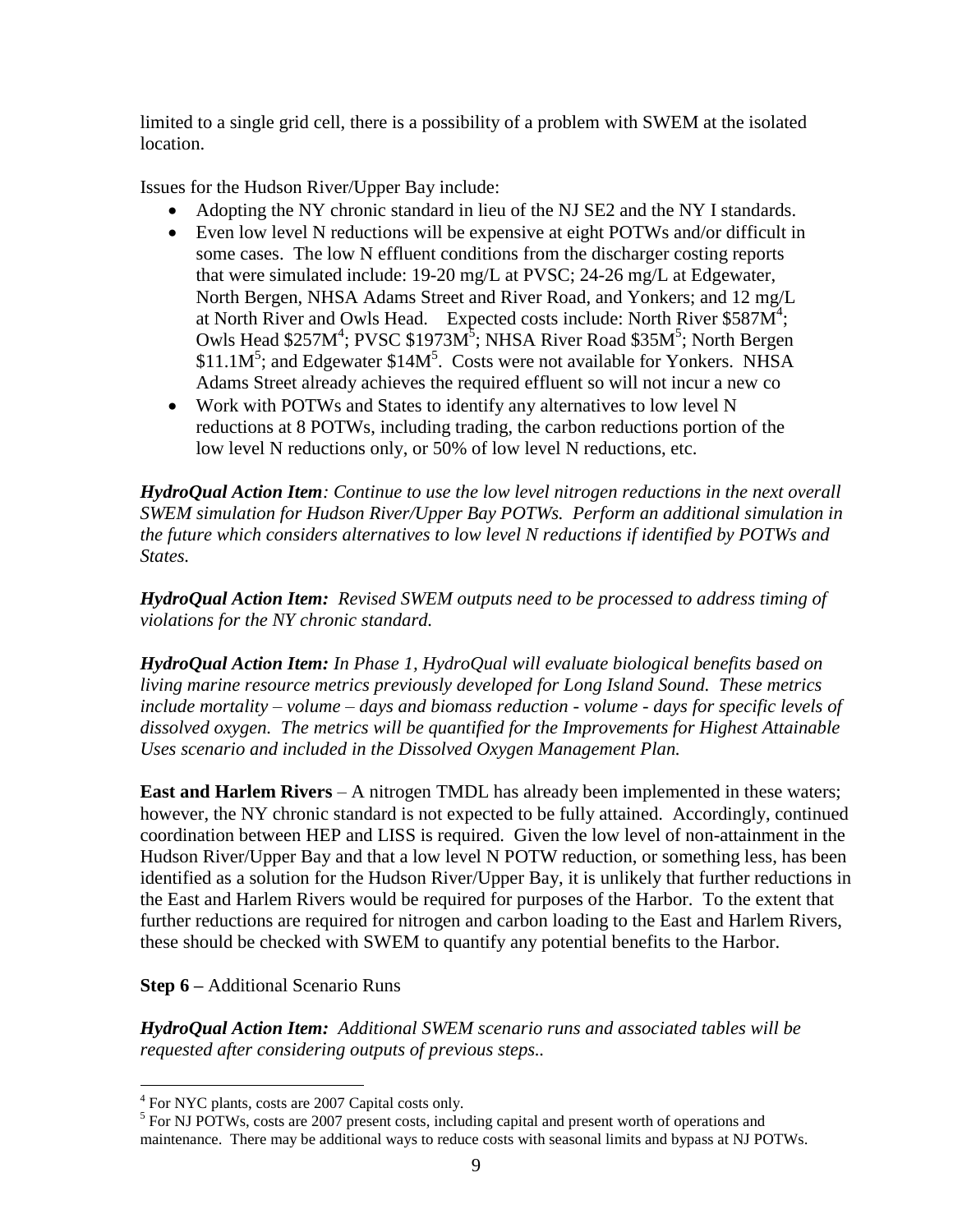limited to a single grid cell, there is a possibility of a problem with SWEM at the isolated location.

Issues for the Hudson River/Upper Bay include:

- Adopting the NY chronic standard in lieu of the NJ SE2 and the NY I standards.
- Even low level N reductions will be expensive at eight POTWs and/or difficult in some cases. The low N effluent conditions from the discharger costing reports that were simulated include: 19-20 mg/L at PVSC; 24-26 mg/L at Edgewater, North Bergen, NHSA Adams Street and River Road, and Yonkers; and 12 mg/L at North River and Owls Head. Expected costs include: North River \$587M[4]; Owls Head \$257M[4]; PVSC \$1973M[5]; NHSA River Road \$35M[5]; North Bergen \$11.1M[5]; and Edgewater \$14M[5]. Costs were not available for Yonkers. NHSA Adams Street already achieves the required effluent so will not incur a new co
- Work with POTWs and States to identify any alternatives to low level N reductions at 8 POTWs, including trading, the carbon reductions portion of the low level N reductions only, or 50% of low level N reductions, etc.

***HydroQual Action Item****: Continue to use the low level nitrogen reductions in the next overall SWEM simulation for Hudson River/Upper Bay POTWs. Perform an additional simulation in the future which considers alternatives to low level N reductions if identified by POTWs and States.*

***HydroQual Action Item:*** *Revised SWEM outputs need to be processed to address timing of violations for the NY chronic standard.*

***HydroQual Action Item:*** *In Phase 1, HydroQual will evaluate biological benefits based on living marine resource metrics previously developed for Long Island Sound. These metrics include mortality – volume – days and biomass reduction - volume - days for specific levels of dissolved oxygen. The metrics will be quantified for the Improvements for Highest Attainable Uses scenario and included in the Dissolved Oxygen Management Plan.*

**East and Harlem Rivers** – A nitrogen TMDL has already been implemented in these waters; however, the NY chronic standard is not expected to be fully attained. Accordingly, continued coordination between HEP and LISS is required. Given the low level of non-attainment in the Hudson River/Upper Bay and that a low level N POTW reduction, or something less, has been identified as a solution for the Hudson River/Upper Bay, it is unlikely that further reductions in the East and Harlem Rivers would be required for purposes of the Harbor. To the extent that further reductions are required for nitrogen and carbon loading to the East and Harlem Rivers, these should be checked with SWEM to quantify any potential benefits to the Harbor.

**Step 6 –** Additional Scenario Runs

***HydroQual Action Item:*** *Additional SWEM scenario runs and associated tables will be requested after considering outputs of previous steps..*

[4] For NYC plants, costs are 2007 Capital costs only.

[5] For NJ POTWs, costs are 2007 present costs, including capital and present worth of operations and maintenance. There may be additional ways to reduce costs with seasonal limits and bypass at NJ POTWs.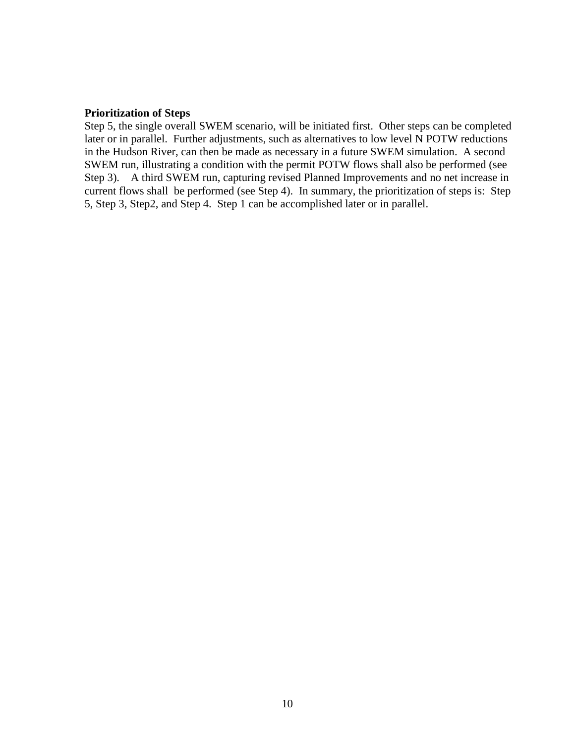**Prioritization of Steps**

Step 5, the single overall SWEM scenario, will be initiated first. Other steps can be completed later or in parallel. Further adjustments, such as alternatives to low level N POTW reductions in the Hudson River, can then be made as necessary in a future SWEM simulation. A second SWEM run, illustrating a condition with the permit POTW flows shall also be performed (see Step 3). A third SWEM run, capturing revised Planned Improvements and no net increase in current flows shall be performed (see Step 4). In summary, the prioritization of steps is: Step 5, Step 3, Step2, and Step 4. Step 1 can be accomplished later or in parallel.